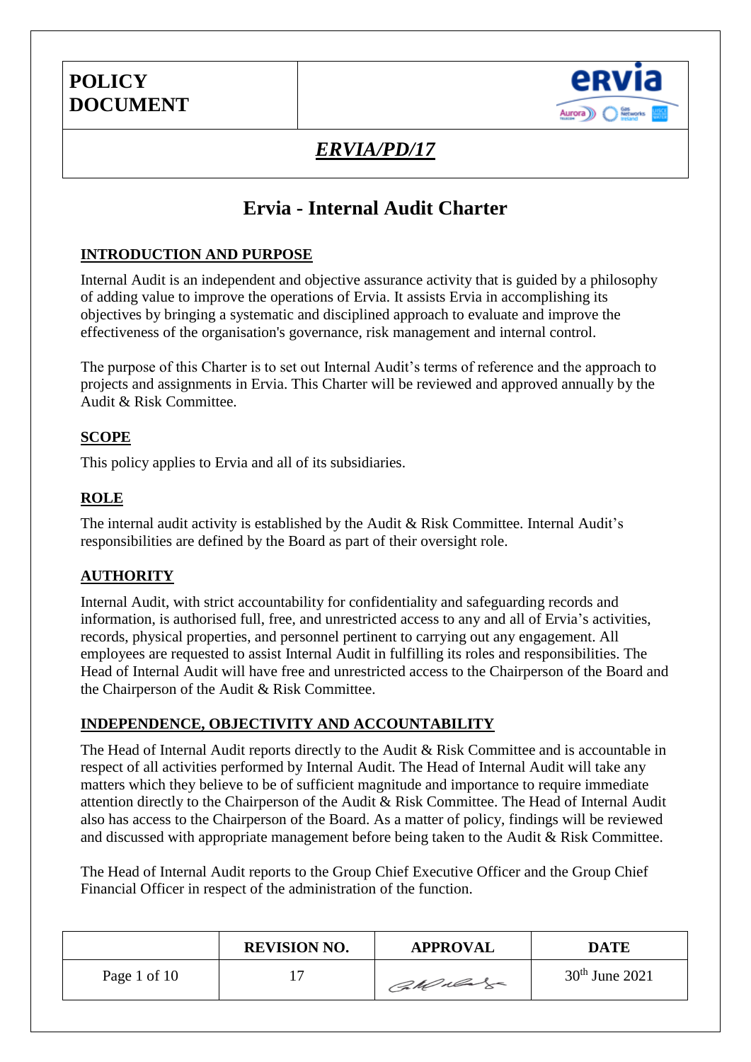**POLICY DOCUMENT**

***ERVIA/PD/17***

# Ervia - Internal Audit Charter

## INTRODUCTION AND PURPOSE

Internal Audit is an independent and objective assurance activity that is guided by a philosophy of adding value to improve the operations of Ervia. It assists Ervia in accomplishing its objectives by bringing a systematic and disciplined approach to evaluate and improve the effectiveness of the organisation's governance, risk management and internal control.

The purpose of this Charter is to set out Internal Audit's terms of reference and the approach to projects and assignments in Ervia. This Charter will be reviewed and approved annually by the Audit & Risk Committee.

## SCOPE

This policy applies to Ervia and all of its subsidiaries.

## ROLE

The internal audit activity is established by the Audit & Risk Committee. Internal Audit's responsibilities are defined by the Board as part of their oversight role.

## AUTHORITY

Internal Audit, with strict accountability for confidentiality and safeguarding records and information, is authorised full, free, and unrestricted access to any and all of Ervia's activities, records, physical properties, and personnel pertinent to carrying out any engagement. All employees are requested to assist Internal Audit in fulfilling its roles and responsibilities. The Head of Internal Audit will have free and unrestricted access to the Chairperson of the Board and the Chairperson of the Audit & Risk Committee.

## INDEPENDENCE, OBJECTIVITY AND ACCOUNTABILITY

The Head of Internal Audit reports directly to the Audit & Risk Committee and is accountable in respect of all activities performed by Internal Audit. The Head of Internal Audit will take any matters which they believe to be of sufficient magnitude and importance to require immediate attention directly to the Chairperson of the Audit & Risk Committee. The Head of Internal Audit also has access to the Chairperson of the Board. As a matter of policy, findings will be reviewed and discussed with appropriate management before being taken to the Audit & Risk Committee.

The Head of Internal Audit reports to the Group Chief Executive Officer and the Group Chief Financial Officer in respect of the administration of the function.

| | REVISION NO. | APPROVAL | DATE |
|---|---|---|---|
| Page 1 of 10 | 17 | [signature] | 30th June 2021 |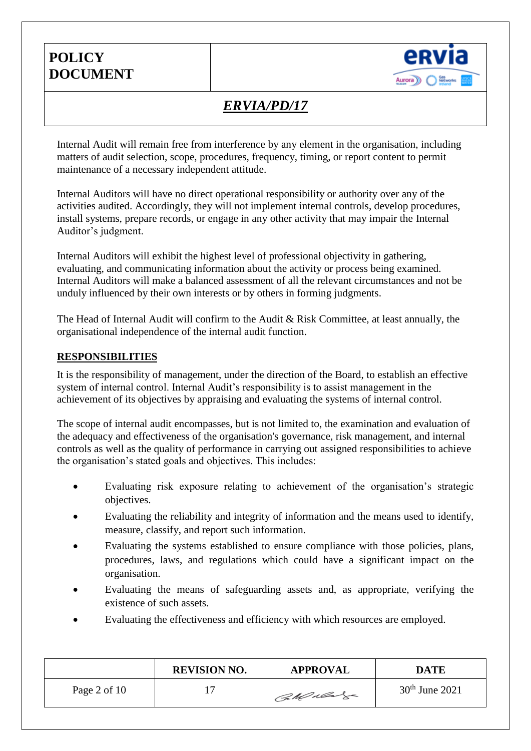Internal Audit will remain free from interference by any element in the organisation, including matters of audit selection, scope, procedures, frequency, timing, or report content to permit maintenance of a necessary independent attitude.

Internal Auditors will have no direct operational responsibility or authority over any of the activities audited. Accordingly, they will not implement internal controls, develop procedures, install systems, prepare records, or engage in any other activity that may impair the Internal Auditor's judgment.

Internal Auditors will exhibit the highest level of professional objectivity in gathering, evaluating, and communicating information about the activity or process being examined. Internal Auditors will make a balanced assessment of all the relevant circumstances and not be unduly influenced by their own interests or by others in forming judgments.

The Head of Internal Audit will confirm to the Audit & Risk Committee, at least annually, the organisational independence of the internal audit function.

## RESPONSIBILITIES

It is the responsibility of management, under the direction of the Board, to establish an effective system of internal control. Internal Audit's responsibility is to assist management in the achievement of its objectives by appraising and evaluating the systems of internal control.

The scope of internal audit encompasses, but is not limited to, the examination and evaluation of the adequacy and effectiveness of the organisation's governance, risk management, and internal controls as well as the quality of performance in carrying out assigned responsibilities to achieve the organisation's stated goals and objectives. This includes:

- Evaluating risk exposure relating to achievement of the organisation's strategic objectives.
- Evaluating the reliability and integrity of information and the means used to identify, measure, classify, and report such information.
- Evaluating the systems established to ensure compliance with those policies, plans, procedures, laws, and regulations which could have a significant impact on the organisation.
- Evaluating the means of safeguarding assets and, as appropriate, verifying the existence of such assets.
- Evaluating the effectiveness and efficiency with which resources are employed.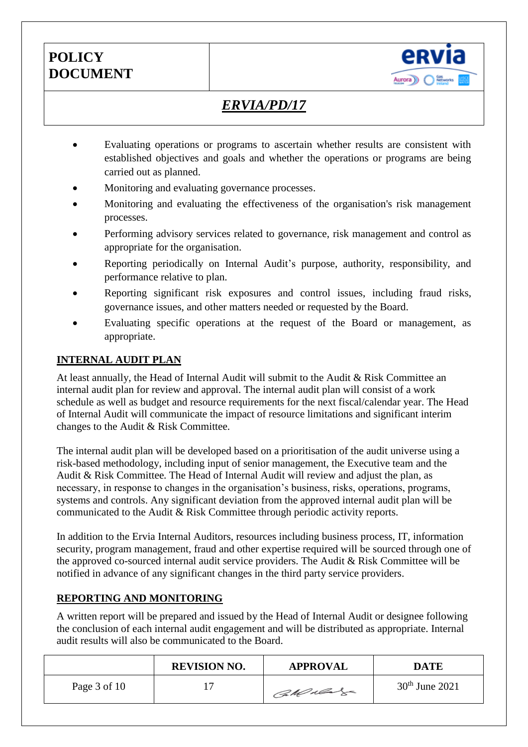- Evaluating operations or programs to ascertain whether results are consistent with established objectives and goals and whether the operations or programs are being carried out as planned.
- Monitoring and evaluating governance processes.
- Monitoring and evaluating the effectiveness of the organisation's risk management processes.
- Performing advisory services related to governance, risk management and control as appropriate for the organisation.
- Reporting periodically on Internal Audit's purpose, authority, responsibility, and performance relative to plan.
- Reporting significant risk exposures and control issues, including fraud risks, governance issues, and other matters needed or requested by the Board.
- Evaluating specific operations at the request of the Board or management, as appropriate.

## INTERNAL AUDIT PLAN

At least annually, the Head of Internal Audit will submit to the Audit & Risk Committee an internal audit plan for review and approval. The internal audit plan will consist of a work schedule as well as budget and resource requirements for the next fiscal/calendar year. The Head of Internal Audit will communicate the impact of resource limitations and significant interim changes to the Audit & Risk Committee.

The internal audit plan will be developed based on a prioritisation of the audit universe using a risk-based methodology, including input of senior management, the Executive team and the Audit & Risk Committee. The Head of Internal Audit will review and adjust the plan, as necessary, in response to changes in the organisation's business, risks, operations, programs, systems and controls. Any significant deviation from the approved internal audit plan will be communicated to the Audit & Risk Committee through periodic activity reports.

In addition to the Ervia Internal Auditors, resources including business process, IT, information security, program management, fraud and other expertise required will be sourced through one of the approved co-sourced internal audit service providers. The Audit & Risk Committee will be notified in advance of any significant changes in the third party service providers.

## REPORTING AND MONITORING

A written report will be prepared and issued by the Head of Internal Audit or designee following the conclusion of each internal audit engagement and will be distributed as appropriate. Internal audit results will also be communicated to the Board.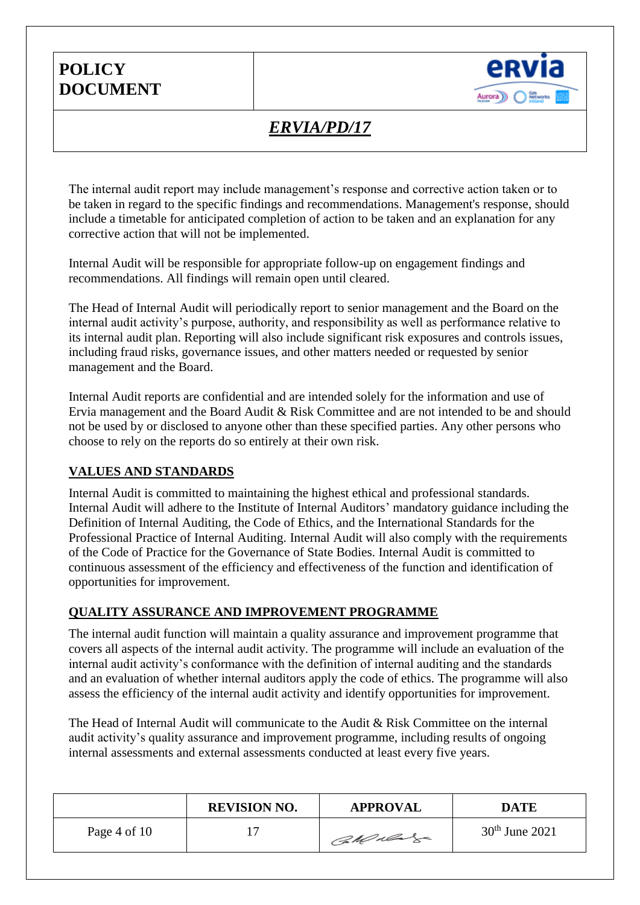The internal audit report may include management's response and corrective action taken or to be taken in regard to the specific findings and recommendations. Management's response, should include a timetable for anticipated completion of action to be taken and an explanation for any corrective action that will not be implemented.

Internal Audit will be responsible for appropriate follow-up on engagement findings and recommendations. All findings will remain open until cleared.

The Head of Internal Audit will periodically report to senior management and the Board on the internal audit activity's purpose, authority, and responsibility as well as performance relative to its internal audit plan. Reporting will also include significant risk exposures and controls issues, including fraud risks, governance issues, and other matters needed or requested by senior management and the Board.

Internal Audit reports are confidential and are intended solely for the information and use of Ervia management and the Board Audit & Risk Committee and are not intended to be and should not be used by or disclosed to anyone other than these specified parties. Any other persons who choose to rely on the reports do so entirely at their own risk.

## VALUES AND STANDARDS

Internal Audit is committed to maintaining the highest ethical and professional standards. Internal Audit will adhere to the Institute of Internal Auditors' mandatory guidance including the Definition of Internal Auditing, the Code of Ethics, and the International Standards for the Professional Practice of Internal Auditing. Internal Audit will also comply with the requirements of the Code of Practice for the Governance of State Bodies. Internal Audit is committed to continuous assessment of the efficiency and effectiveness of the function and identification of opportunities for improvement.

## QUALITY ASSURANCE AND IMPROVEMENT PROGRAMME

The internal audit function will maintain a quality assurance and improvement programme that covers all aspects of the internal audit activity. The programme will include an evaluation of the internal audit activity's conformance with the definition of internal auditing and the standards and an evaluation of whether internal auditors apply the code of ethics. The programme will also assess the efficiency of the internal audit activity and identify opportunities for improvement.

The Head of Internal Audit will communicate to the Audit & Risk Committee on the internal audit activity's quality assurance and improvement programme, including results of ongoing internal assessments and external assessments conducted at least every five years.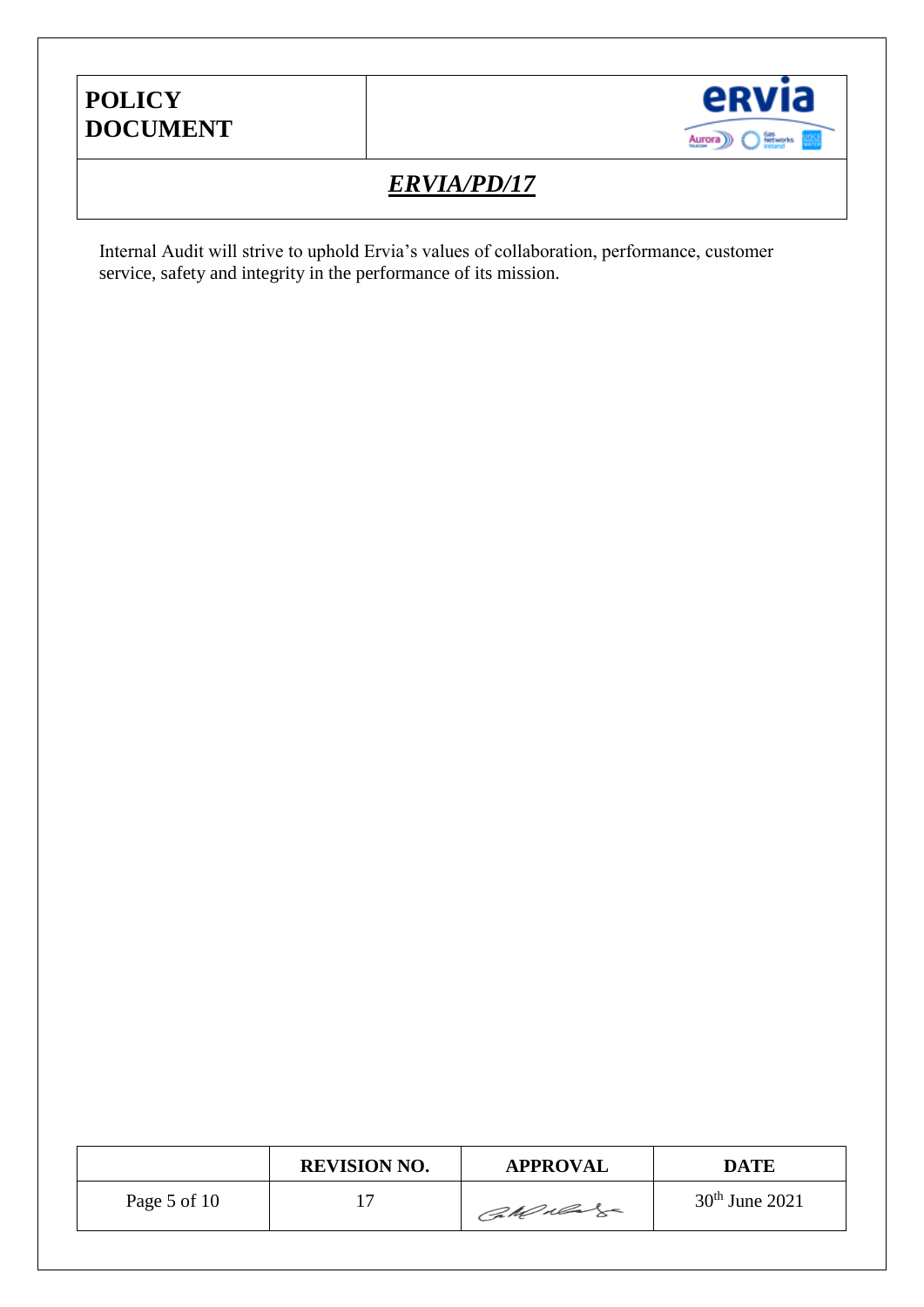Internal Audit will strive to uphold Ervia's values of collaboration, performance, customer service, safety and integrity in the performance of its mission.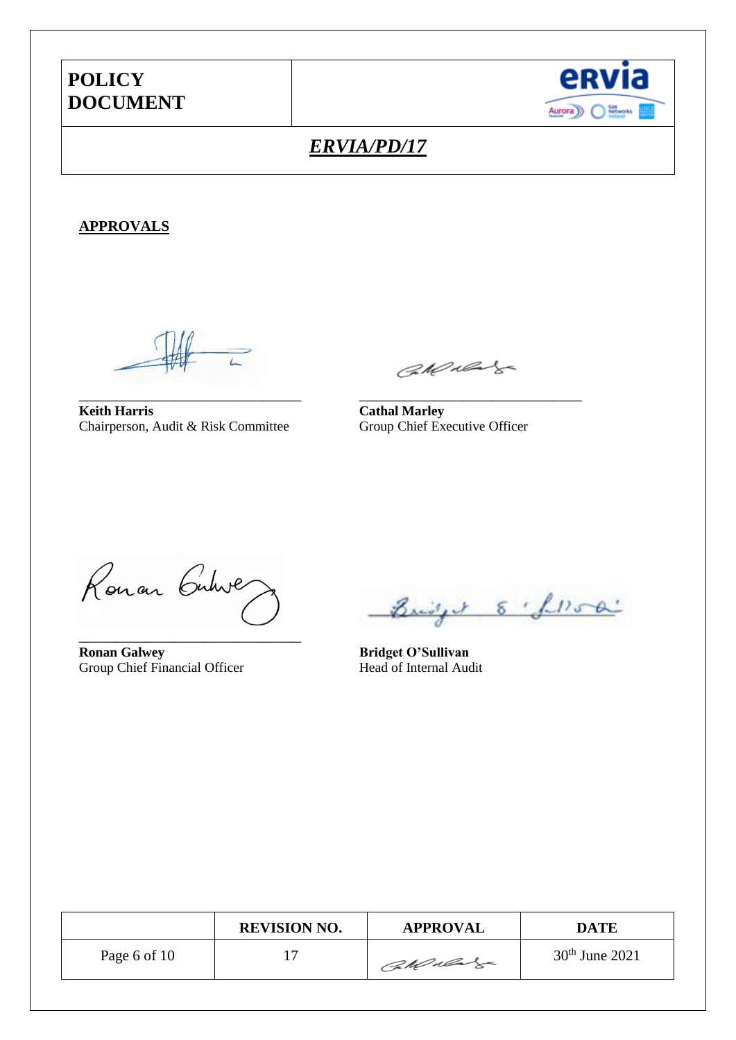**POLICY DOCUMENT**

***ERVIA/PD/17***

**APPROVALS**

**Keith Harris**
Chairperson, Audit & Risk Committee

**Cathal Marley**
Group Chief Executive Officer

**Ronan Galwey**
Group Chief Financial Officer

**Bridget O'Sullivan**
Head of Internal Audit

| | REVISION NO. | APPROVAL | DATE |
|---|---|---|---|
| | 17 | | 30th June 2021 |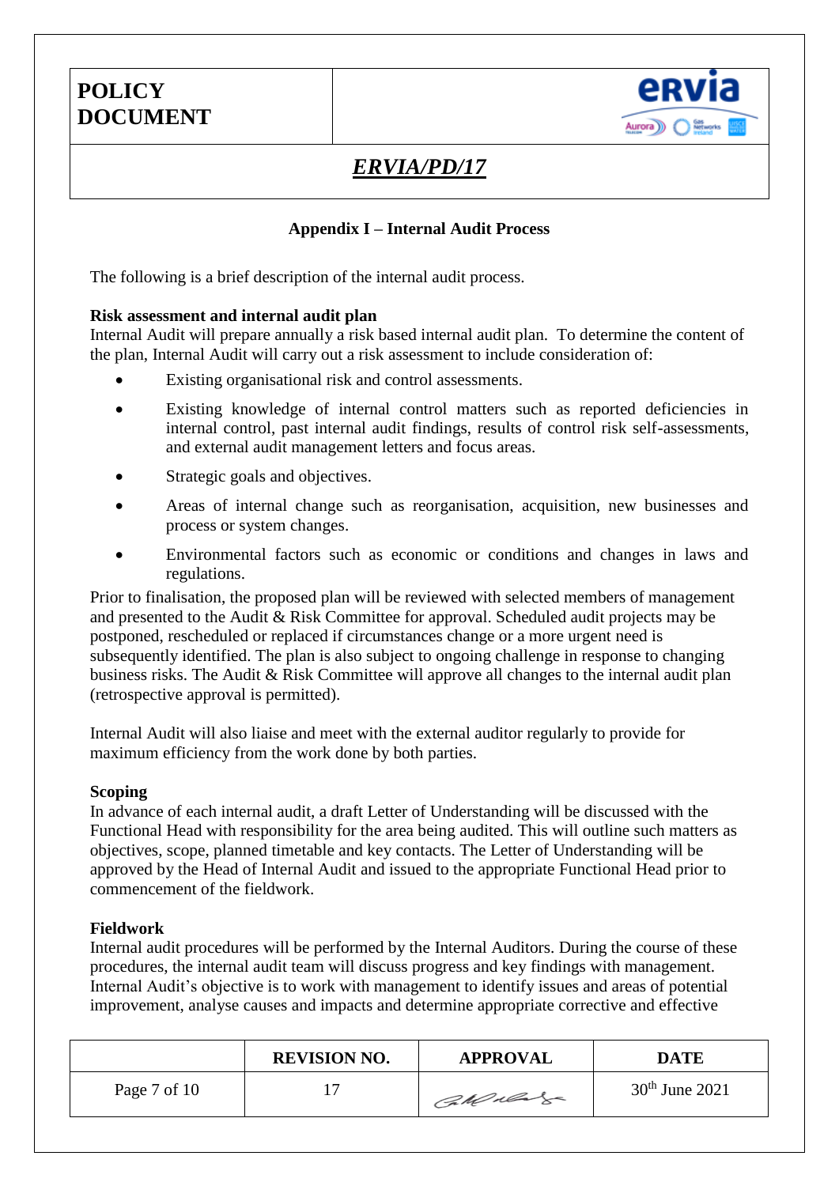## Appendix I – Internal Audit Process

The following is a brief description of the internal audit process.

**Risk assessment and internal audit plan**

Internal Audit will prepare annually a risk based internal audit plan. To determine the content of the plan, Internal Audit will carry out a risk assessment to include consideration of:

- Existing organisational risk and control assessments.
- Existing knowledge of internal control matters such as reported deficiencies in internal control, past internal audit findings, results of control risk self-assessments, and external audit management letters and focus areas.
- Strategic goals and objectives.
- Areas of internal change such as reorganisation, acquisition, new businesses and process or system changes.
- Environmental factors such as economic or conditions and changes in laws and regulations.

Prior to finalisation, the proposed plan will be reviewed with selected members of management and presented to the Audit & Risk Committee for approval. Scheduled audit projects may be postponed, rescheduled or replaced if circumstances change or a more urgent need is subsequently identified. The plan is also subject to ongoing challenge in response to changing business risks. The Audit & Risk Committee will approve all changes to the internal audit plan (retrospective approval is permitted).

Internal Audit will also liaise and meet with the external auditor regularly to provide for maximum efficiency from the work done by both parties.

**Scoping**

In advance of each internal audit, a draft Letter of Understanding will be discussed with the Functional Head with responsibility for the area being audited. This will outline such matters as objectives, scope, planned timetable and key contacts. The Letter of Understanding will be approved by the Head of Internal Audit and issued to the appropriate Functional Head prior to commencement of the fieldwork.

**Fieldwork**

Internal audit procedures will be performed by the Internal Auditors. During the course of these procedures, the internal audit team will discuss progress and key findings with management. Internal Audit's objective is to work with management to identify issues and areas of potential improvement, analyse causes and impacts and determine appropriate corrective and effective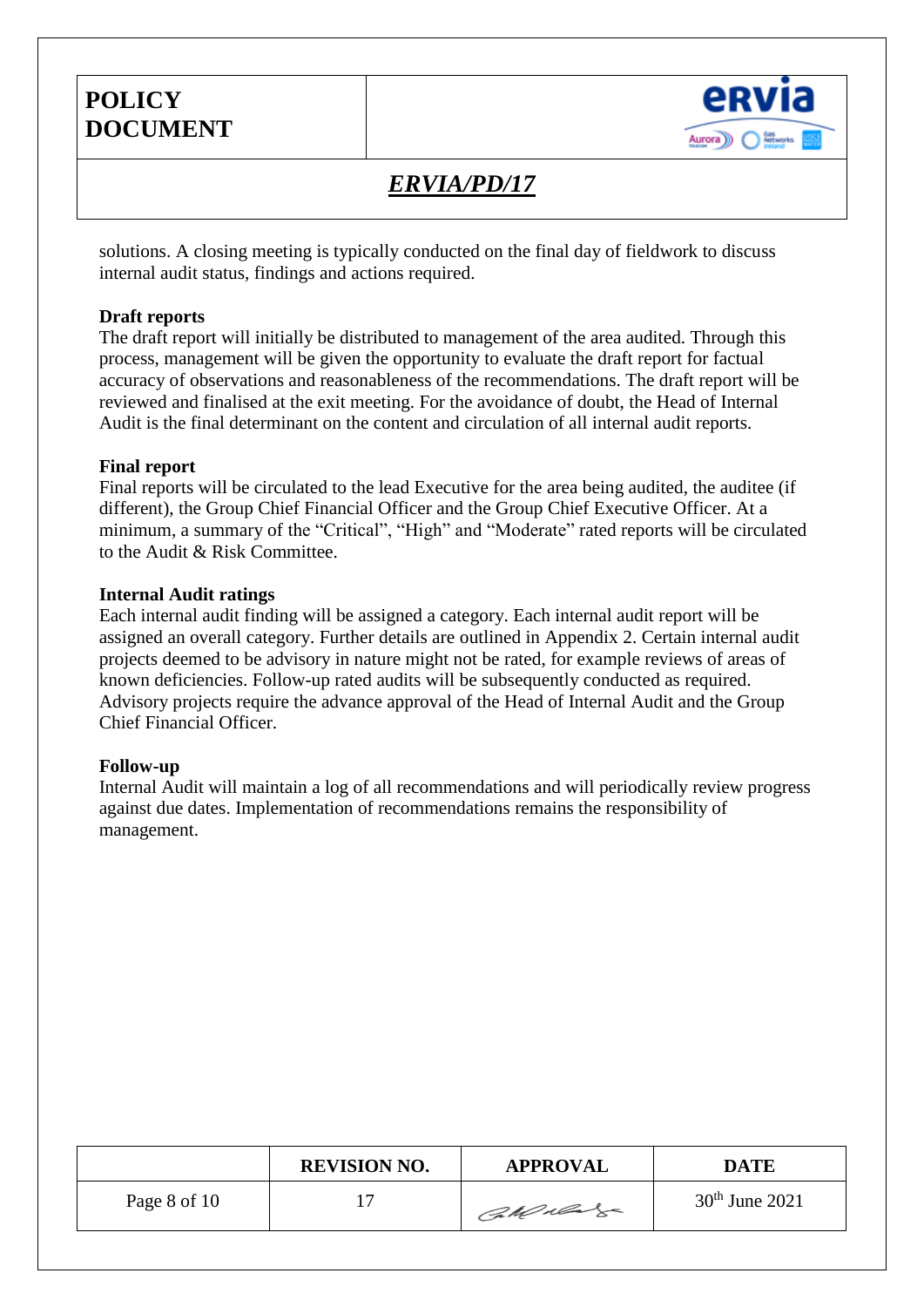solutions. A closing meeting is typically conducted on the final day of fieldwork to discuss internal audit status, findings and actions required.

**Draft reports**

The draft report will initially be distributed to management of the area audited. Through this process, management will be given the opportunity to evaluate the draft report for factual accuracy of observations and reasonableness of the recommendations. The draft report will be reviewed and finalised at the exit meeting. For the avoidance of doubt, the Head of Internal Audit is the final determinant on the content and circulation of all internal audit reports.

**Final report**

Final reports will be circulated to the lead Executive for the area being audited, the auditee (if different), the Group Chief Financial Officer and the Group Chief Executive Officer. At a minimum, a summary of the "Critical", "High" and "Moderate" rated reports will be circulated to the Audit & Risk Committee.

**Internal Audit ratings**

Each internal audit finding will be assigned a category. Each internal audit report will be assigned an overall category. Further details are outlined in Appendix 2. Certain internal audit projects deemed to be advisory in nature might not be rated, for example reviews of areas of known deficiencies. Follow-up rated audits will be subsequently conducted as required. Advisory projects require the advance approval of the Head of Internal Audit and the Group Chief Financial Officer.

**Follow-up**

Internal Audit will maintain a log of all recommendations and will periodically review progress against due dates. Implementation of recommendations remains the responsibility of management.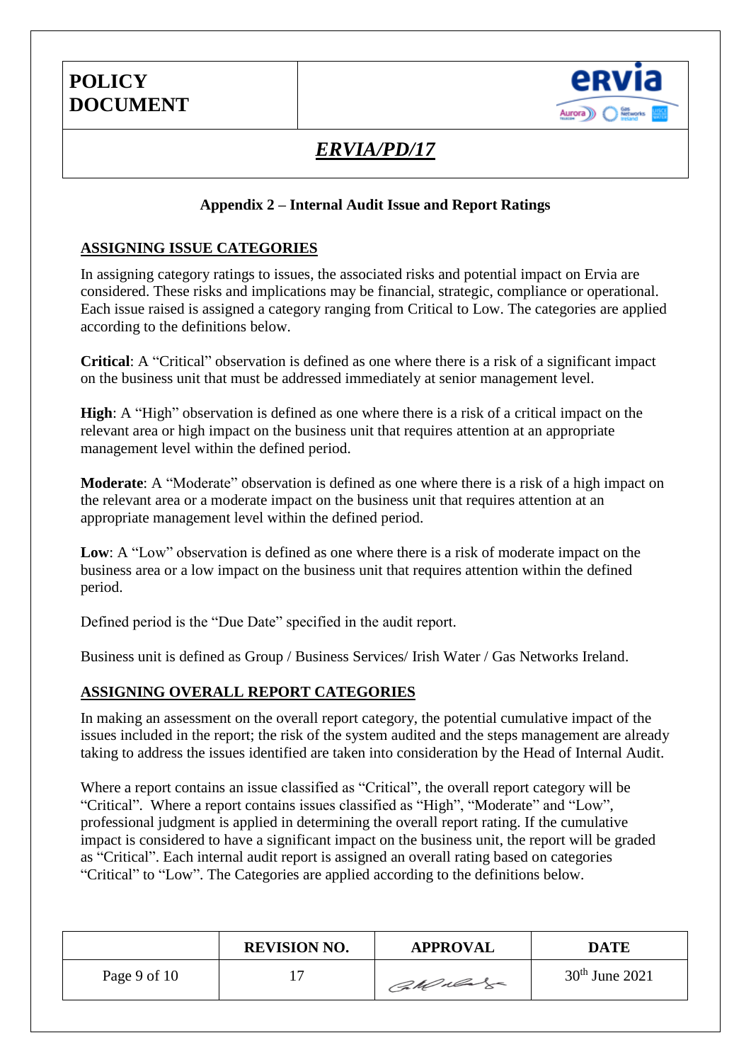## Appendix 2 – Internal Audit Issue and Report Ratings

### ASSIGNING ISSUE CATEGORIES

In assigning category ratings to issues, the associated risks and potential impact on Ervia are considered. These risks and implications may be financial, strategic, compliance or operational. Each issue raised is assigned a category ranging from Critical to Low. The categories are applied according to the definitions below.

**Critical**: A "Critical" observation is defined as one where there is a risk of a significant impact on the business unit that must be addressed immediately at senior management level.

**High**: A "High" observation is defined as one where there is a risk of a critical impact on the relevant area or high impact on the business unit that requires attention at an appropriate management level within the defined period.

**Moderate**: A "Moderate" observation is defined as one where there is a risk of a high impact on the relevant area or a moderate impact on the business unit that requires attention at an appropriate management level within the defined period.

**Low**: A "Low" observation is defined as one where there is a risk of moderate impact on the business area or a low impact on the business unit that requires attention within the defined period.

Defined period is the "Due Date" specified in the audit report.

Business unit is defined as Group / Business Services/ Irish Water / Gas Networks Ireland.

### ASSIGNING OVERALL REPORT CATEGORIES

In making an assessment on the overall report category, the potential cumulative impact of the issues included in the report; the risk of the system audited and the steps management are already taking to address the issues identified are taken into consideration by the Head of Internal Audit.

Where a report contains an issue classified as "Critical", the overall report category will be "Critical". Where a report contains issues classified as "High", "Moderate" and "Low", professional judgment is applied in determining the overall report rating. If the cumulative impact is considered to have a significant impact on the business unit, the report will be graded as "Critical". Each internal audit report is assigned an overall rating based on categories "Critical" to "Low". The Categories are applied according to the definitions below.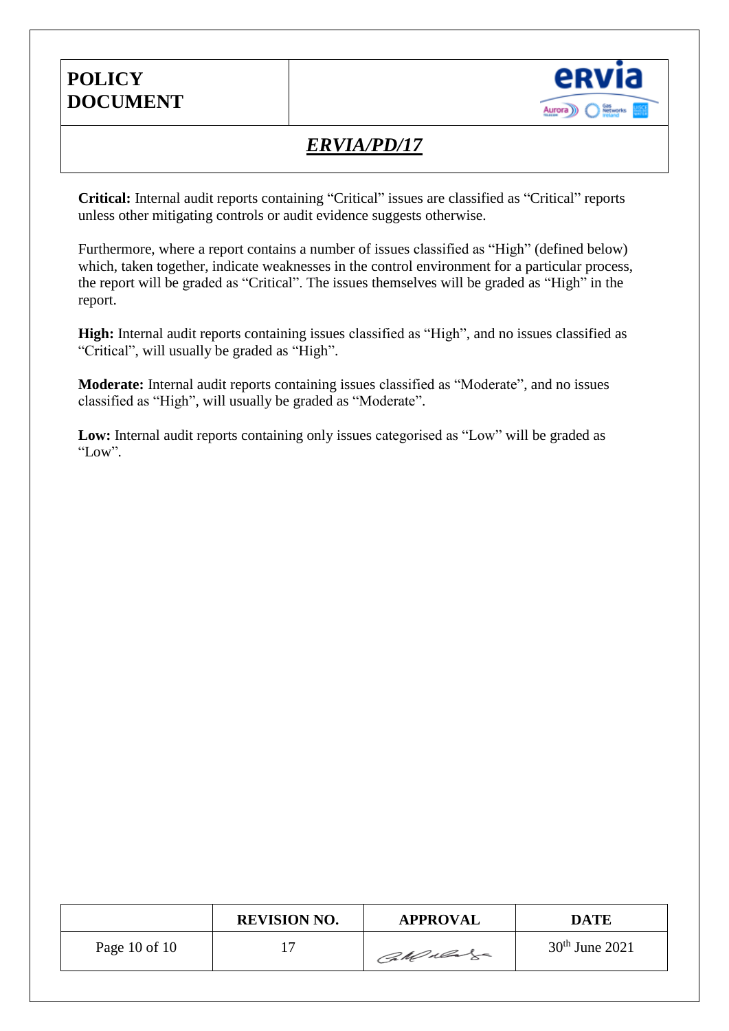**Critical:** Internal audit reports containing "Critical" issues are classified as "Critical" reports unless other mitigating controls or audit evidence suggests otherwise.

Furthermore, where a report contains a number of issues classified as "High" (defined below) which, taken together, indicate weaknesses in the control environment for a particular process, the report will be graded as "Critical". The issues themselves will be graded as "High" in the report.

**High:** Internal audit reports containing issues classified as "High", and no issues classified as "Critical", will usually be graded as "High".

**Moderate:** Internal audit reports containing issues classified as "Moderate", and no issues classified as "High", will usually be graded as "Moderate".

**Low:** Internal audit reports containing only issues categorised as "Low" will be graded as "Low".